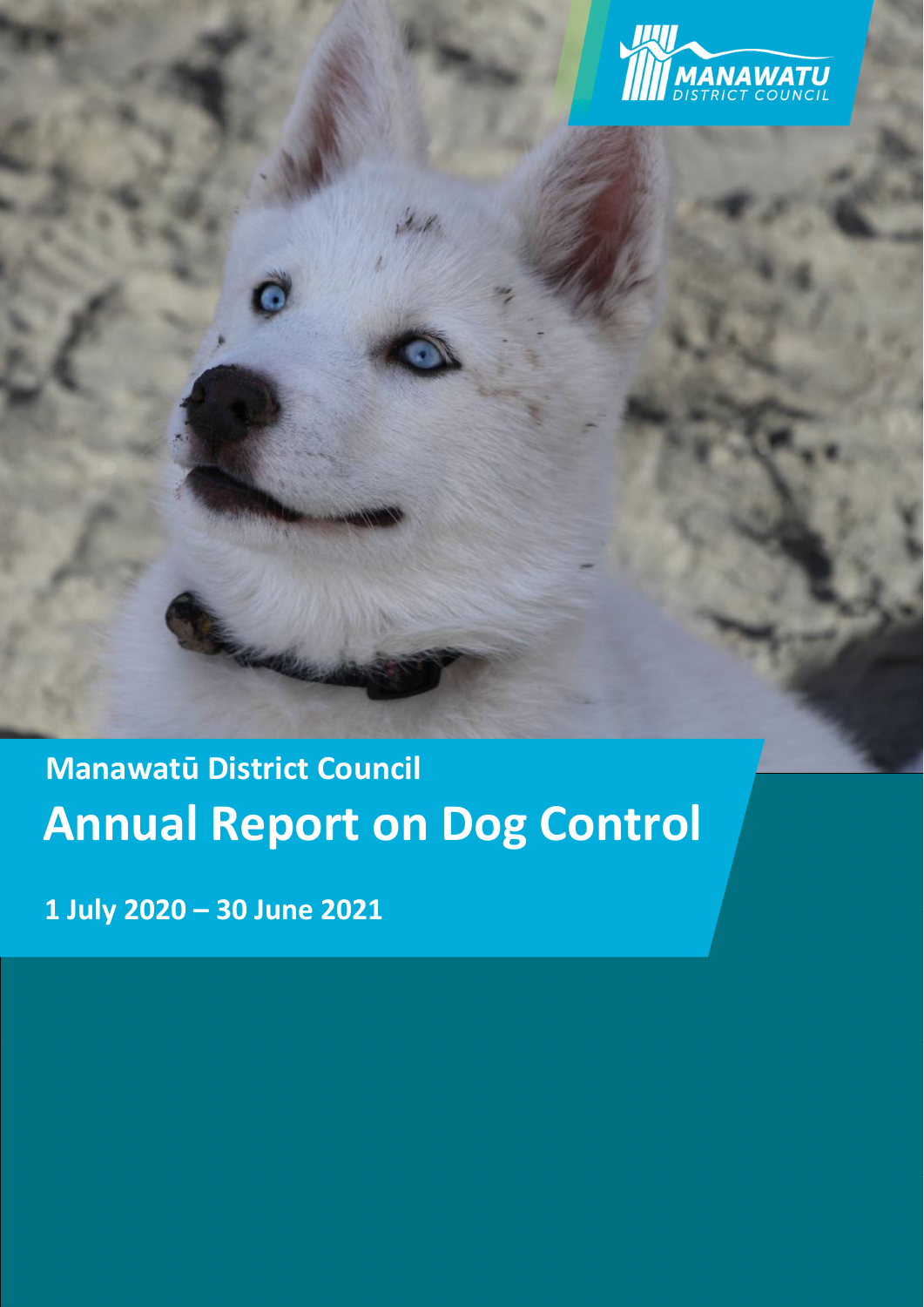Manawatū District Council

# Annual Report on Dog Control

1 July 2020 – 30 June 2021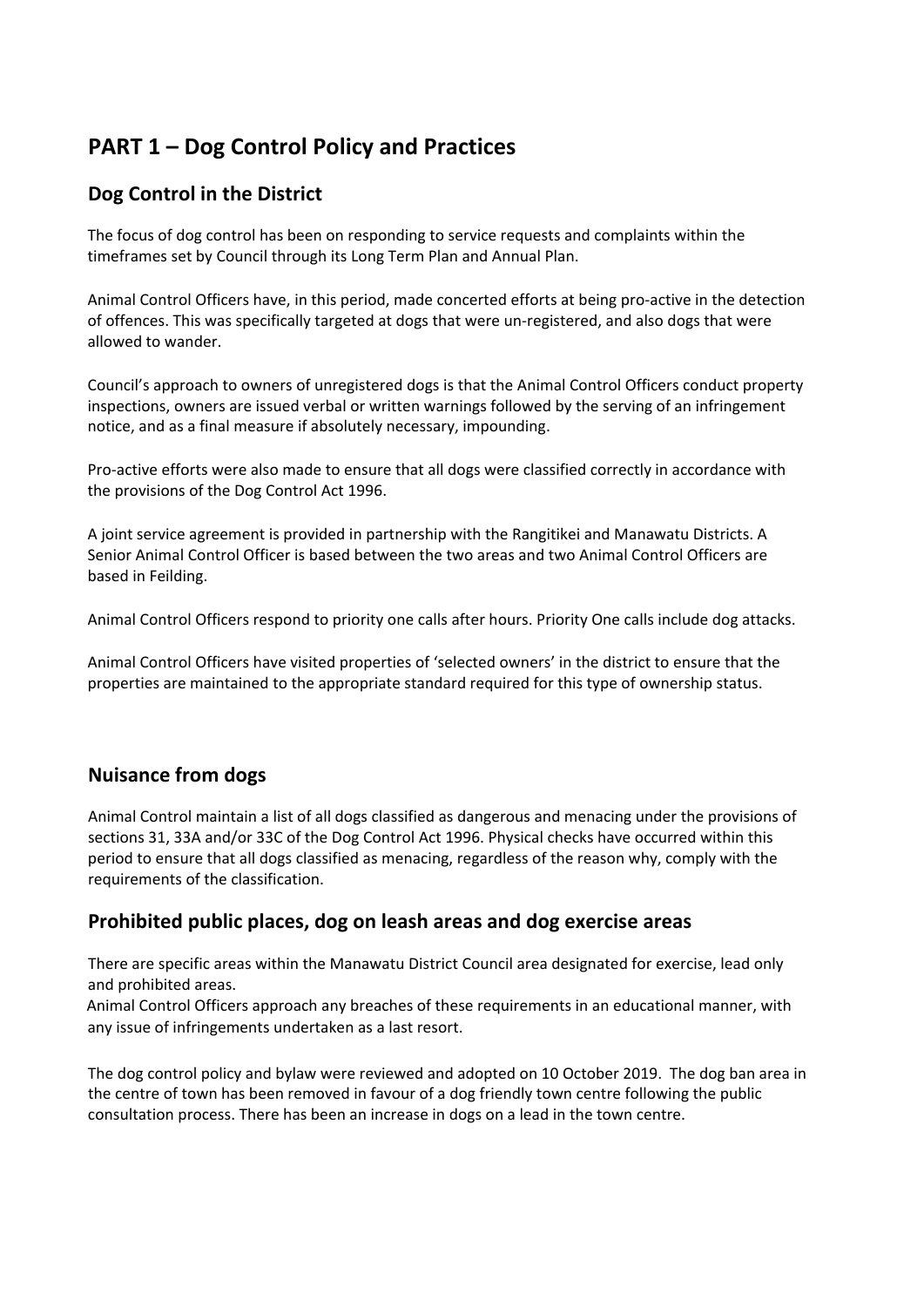# PART 1 – Dog Control Policy and Practices

## Dog Control in the District

The focus of dog control has been on responding to service requests and complaints within the timeframes set by Council through its Long Term Plan and Annual Plan.

Animal Control Officers have, in this period, made concerted efforts at being pro-active in the detection of offences. This was specifically targeted at dogs that were un-registered, and also dogs that were allowed to wander.

Council's approach to owners of unregistered dogs is that the Animal Control Officers conduct property inspections, owners are issued verbal or written warnings followed by the serving of an infringement notice, and as a final measure if absolutely necessary, impounding.

Pro-active efforts were also made to ensure that all dogs were classified correctly in accordance with the provisions of the Dog Control Act 1996.

A joint service agreement is provided in partnership with the Rangitikei and Manawatu Districts. A Senior Animal Control Officer is based between the two areas and two Animal Control Officers are based in Feilding.

Animal Control Officers respond to priority one calls after hours. Priority One calls include dog attacks.

Animal Control Officers have visited properties of 'selected owners' in the district to ensure that the properties are maintained to the appropriate standard required for this type of ownership status.

## Nuisance from dogs

Animal Control maintain a list of all dogs classified as dangerous and menacing under the provisions of sections 31, 33A and/or 33C of the Dog Control Act 1996. Physical checks have occurred within this period to ensure that all dogs classified as menacing, regardless of the reason why, comply with the requirements of the classification.

## Prohibited public places, dog on leash areas and dog exercise areas

There are specific areas within the Manawatu District Council area designated for exercise, lead only and prohibited areas.
Animal Control Officers approach any breaches of these requirements in an educational manner, with any issue of infringements undertaken as a last resort.

The dog control policy and bylaw were reviewed and adopted on 10 October 2019. The dog ban area in the centre of town has been removed in favour of a dog friendly town centre following the public consultation process. There has been an increase in dogs on a lead in the town centre.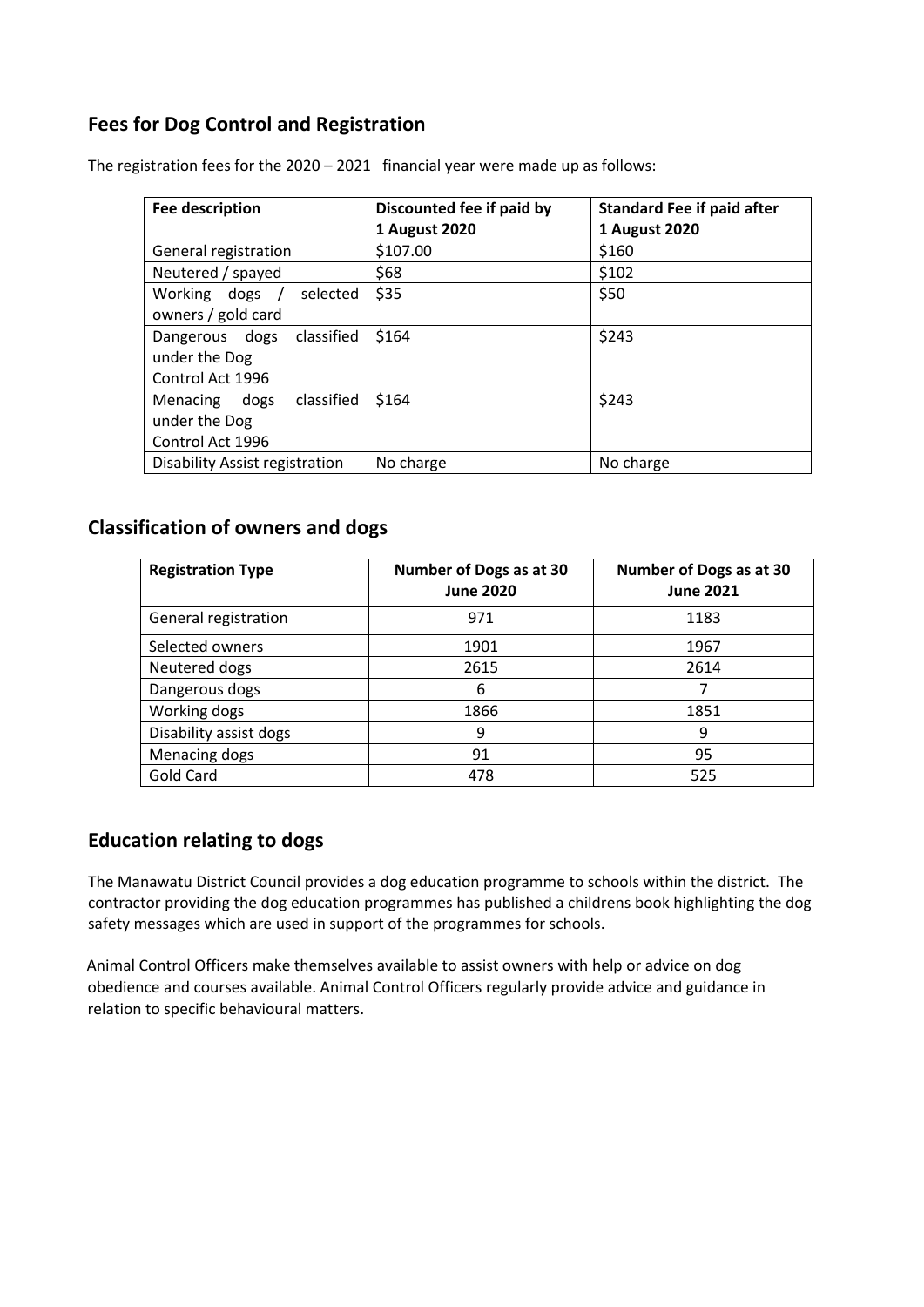## Fees for Dog Control and Registration

The registration fees for the 2020 – 2021 financial year were made up as follows:

| Fee description | Discounted fee if paid by 1 August 2020 | Standard Fee if paid after 1 August 2020 |
|---|---|---|
| General registration | $107.00 | $160 |
| Neutered / spayed | $68 | $102 |
| Working dogs / selected owners / gold card | $35 | $50 |
| Dangerous dogs classified under the Dog Control Act 1996 | $164 | $243 |
| Menacing dogs classified under the Dog Control Act 1996 | $164 | $243 |
| Disability Assist registration | No charge | No charge |

## Classification of owners and dogs

| Registration Type | Number of Dogs as at 30 June 2020 | Number of Dogs as at 30 June 2021 |
|---|---|---|
| General registration | 971 | 1183 |
| Selected owners | 1901 | 1967 |
| Neutered dogs | 2615 | 2614 |
| Dangerous dogs | 6 | 7 |
| Working dogs | 1866 | 1851 |
| Disability assist dogs | 9 | 9 |
| Menacing dogs | 91 | 95 |
| Gold Card | 478 | 525 |

## Education relating to dogs

The Manawatu District Council provides a dog education programme to schools within the district. The contractor providing the dog education programmes has published a childrens book highlighting the dog safety messages which are used in support of the programmes for schools.

Animal Control Officers make themselves available to assist owners with help or advice on dog obedience and courses available. Animal Control Officers regularly provide advice and guidance in relation to specific behavioural matters.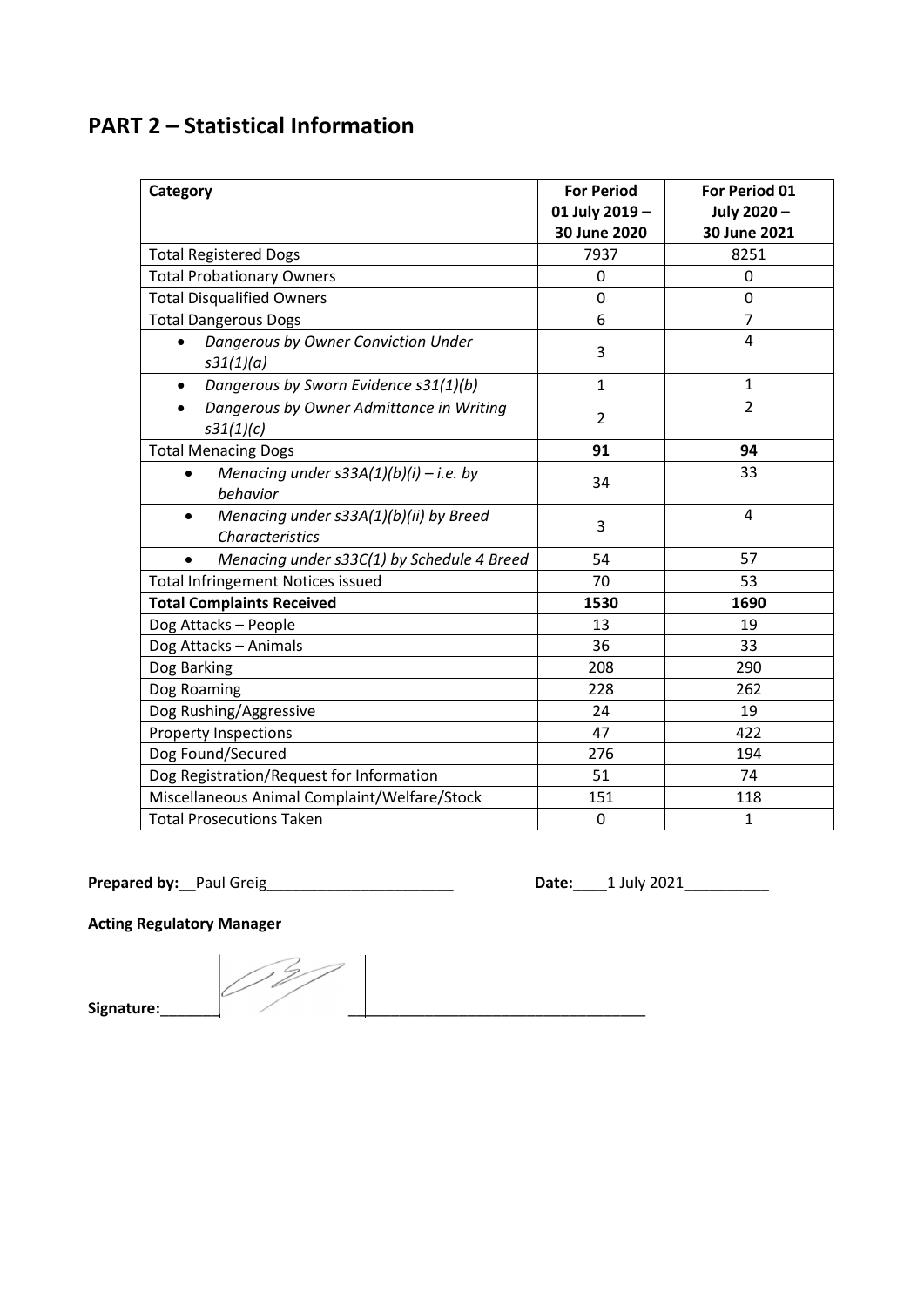## PART 2 – Statistical Information

| Category | For Period 01 July 2019 – 30 June 2020 | For Period 01 July 2020 – 30 June 2021 |
|---|---|---|
| Total Registered Dogs | 7937 | 8251 |
| Total Probationary Owners | 0 | 0 |
| Total Disqualified Owners | 0 | 0 |
| Total Dangerous Dogs | 6 | 7 |
| • *Dangerous by Owner Conviction Under s31(1)(a)* | 3 | 4 |
| • *Dangerous by Sworn Evidence s31(1)(b)* | 1 | 1 |
| • *Dangerous by Owner Admittance in Writing s31(1)(c)* | 2 | 2 |
| Total Menacing Dogs | **91** | **94** |
| • *Menacing under s33A(1)(b)(i) – i.e. by behavior* | 34 | 33 |
| • *Menacing under s33A(1)(b)(ii) by Breed Characteristics* | 3 | 4 |
| • *Menacing under s33C(1) by Schedule 4 Breed* | 54 | 57 |
| Total Infringement Notices issued | 70 | 53 |
| **Total Complaints Received** | **1530** | **1690** |
| Dog Attacks – People | 13 | 19 |
| Dog Attacks – Animals | 36 | 33 |
| Dog Barking | 208 | 290 |
| Dog Roaming | 228 | 262 |
| Dog Rushing/Aggressive | 24 | 19 |
| Property Inspections | 47 | 422 |
| Dog Found/Secured | 276 | 194 |
| Dog Registration/Request for Information | 51 | 74 |
| Miscellaneous Animal Complaint/Welfare/Stock | 151 | 118 |
| Total Prosecutions Taken | 0 | 1 |

**Prepared by:** Paul Greig **Date:** 1 July 2021

**Acting Regulatory Manager**

**Signature:**